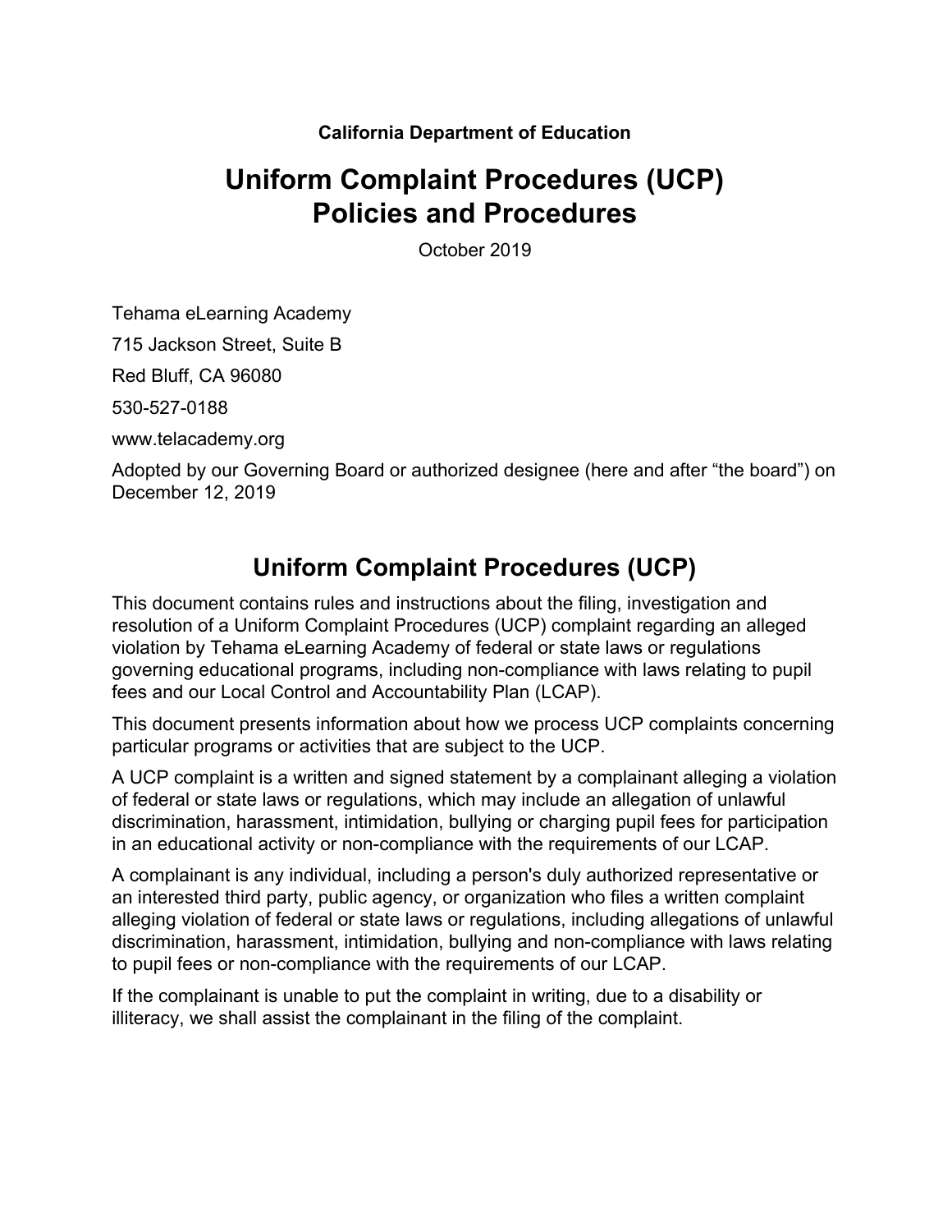**California Department of Education**

# Uniform Complaint Procedures (UCP) Policies and Procedures

October 2019

Tehama eLearning Academy

715 Jackson Street, Suite B

Red Bluff, CA 96080

530-527-0188

www.telacademy.org

Adopted by our Governing Board or authorized designee (here and after “the board”) on December 12, 2019

## Uniform Complaint Procedures (UCP)

This document contains rules and instructions about the filing, investigation and resolution of a Uniform Complaint Procedures (UCP) complaint regarding an alleged violation by Tehama eLearning Academy of federal or state laws or regulations governing educational programs, including non-compliance with laws relating to pupil fees and our Local Control and Accountability Plan (LCAP).

This document presents information about how we process UCP complaints concerning particular programs or activities that are subject to the UCP.

A UCP complaint is a written and signed statement by a complainant alleging a violation of federal or state laws or regulations, which may include an allegation of unlawful discrimination, harassment, intimidation, bullying or charging pupil fees for participation in an educational activity or non-compliance with the requirements of our LCAP.

A complainant is any individual, including a person's duly authorized representative or an interested third party, public agency, or organization who files a written complaint alleging violation of federal or state laws or regulations, including allegations of unlawful discrimination, harassment, intimidation, bullying and non-compliance with laws relating to pupil fees or non-compliance with the requirements of our LCAP.

If the complainant is unable to put the complaint in writing, due to a disability or illiteracy, we shall assist the complainant in the filing of the complaint.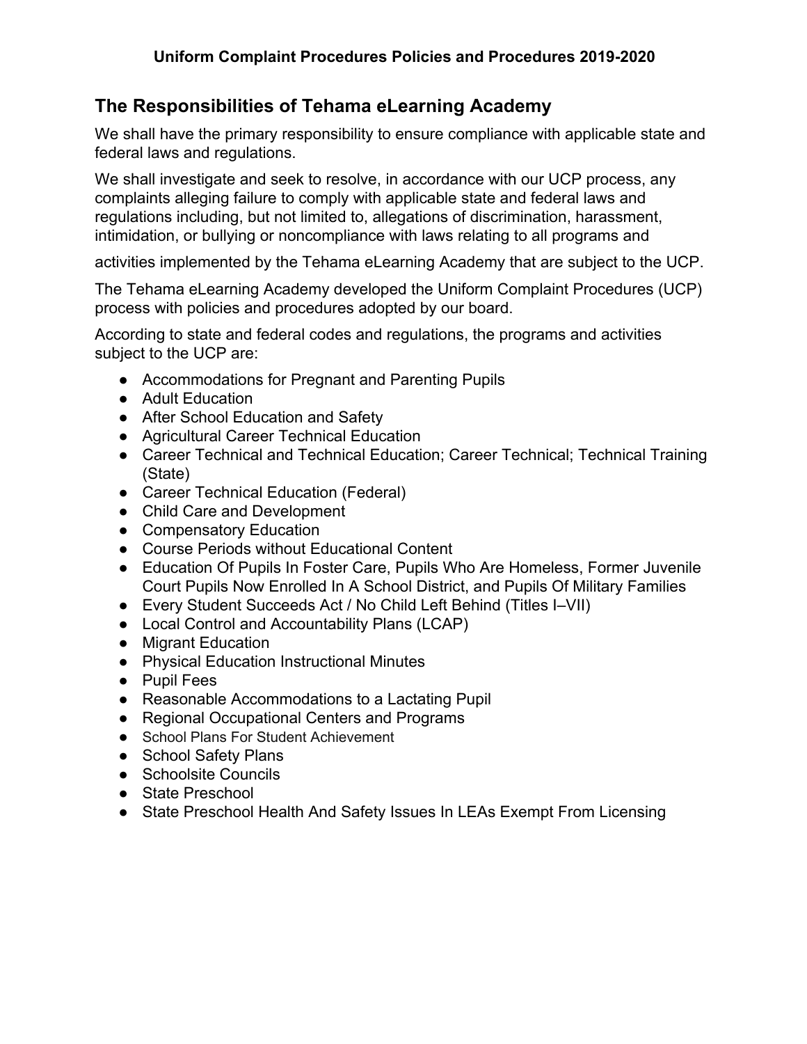## The Responsibilities of Tehama eLearning Academy

We shall have the primary responsibility to ensure compliance with applicable state and federal laws and regulations.

We shall investigate and seek to resolve, in accordance with our UCP process, any complaints alleging failure to comply with applicable state and federal laws and regulations including, but not limited to, allegations of discrimination, harassment, intimidation, or bullying or noncompliance with laws relating to all programs and activities implemented by the Tehama eLearning Academy that are subject to the UCP.

The Tehama eLearning Academy developed the Uniform Complaint Procedures (UCP) process with policies and procedures adopted by our board.

According to state and federal codes and regulations, the programs and activities subject to the UCP are:

- Accommodations for Pregnant and Parenting Pupils
- Adult Education
- After School Education and Safety
- Agricultural Career Technical Education
- Career Technical and Technical Education; Career Technical; Technical Training (State)
- Career Technical Education (Federal)
- Child Care and Development
- Compensatory Education
- Course Periods without Educational Content
- Education Of Pupils In Foster Care, Pupils Who Are Homeless, Former Juvenile Court Pupils Now Enrolled In A School District, and Pupils Of Military Families
- Every Student Succeeds Act / No Child Left Behind (Titles I–VII)
- Local Control and Accountability Plans (LCAP)
- Migrant Education
- Physical Education Instructional Minutes
- Pupil Fees
- Reasonable Accommodations to a Lactating Pupil
- Regional Occupational Centers and Programs
- School Plans For Student Achievement
- School Safety Plans
- Schoolsite Councils
- State Preschool
- State Preschool Health And Safety Issues In LEAs Exempt From Licensing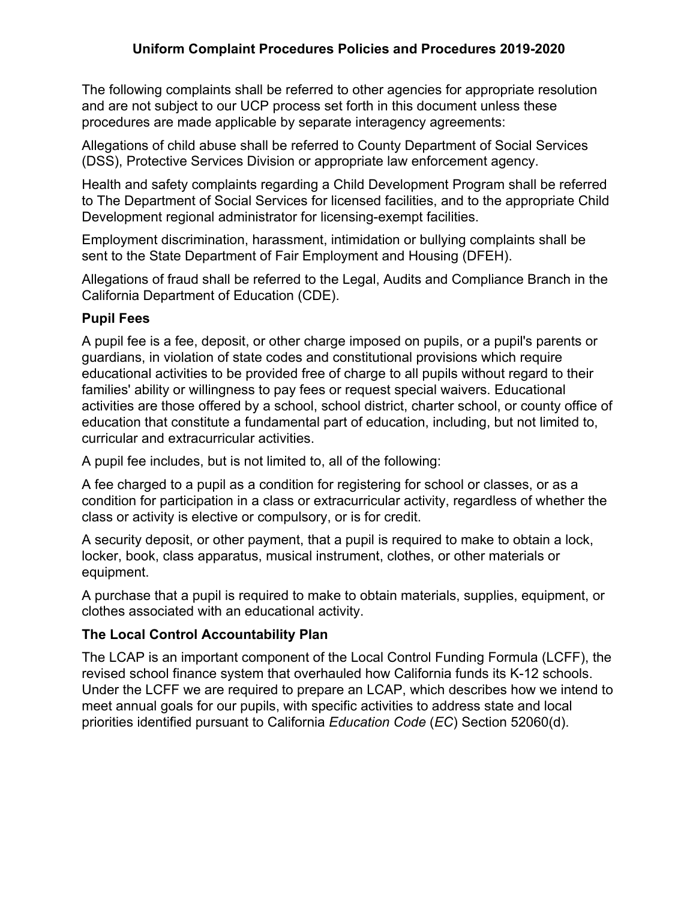The following complaints shall be referred to other agencies for appropriate resolution and are not subject to our UCP process set forth in this document unless these procedures are made applicable by separate interagency agreements:

Allegations of child abuse shall be referred to County Department of Social Services (DSS), Protective Services Division or appropriate law enforcement agency.

Health and safety complaints regarding a Child Development Program shall be referred to The Department of Social Services for licensed facilities, and to the appropriate Child Development regional administrator for licensing-exempt facilities.

Employment discrimination, harassment, intimidation or bullying complaints shall be sent to the State Department of Fair Employment and Housing (DFEH).

Allegations of fraud shall be referred to the Legal, Audits and Compliance Branch in the California Department of Education (CDE).

**Pupil Fees**

A pupil fee is a fee, deposit, or other charge imposed on pupils, or a pupil's parents or guardians, in violation of state codes and constitutional provisions which require educational activities to be provided free of charge to all pupils without regard to their families' ability or willingness to pay fees or request special waivers. Educational activities are those offered by a school, school district, charter school, or county office of education that constitute a fundamental part of education, including, but not limited to, curricular and extracurricular activities.

A pupil fee includes, but is not limited to, all of the following:

A fee charged to a pupil as a condition for registering for school or classes, or as a condition for participation in a class or extracurricular activity, regardless of whether the class or activity is elective or compulsory, or is for credit.

A security deposit, or other payment, that a pupil is required to make to obtain a lock, locker, book, class apparatus, musical instrument, clothes, or other materials or equipment.

A purchase that a pupil is required to make to obtain materials, supplies, equipment, or clothes associated with an educational activity.

**The Local Control Accountability Plan**

The LCAP is an important component of the Local Control Funding Formula (LCFF), the revised school finance system that overhauled how California funds its K-12 schools. Under the LCFF we are required to prepare an LCAP, which describes how we intend to meet annual goals for our pupils, with specific activities to address state and local priorities identified pursuant to California *Education Code* (*EC*) Section 52060(d).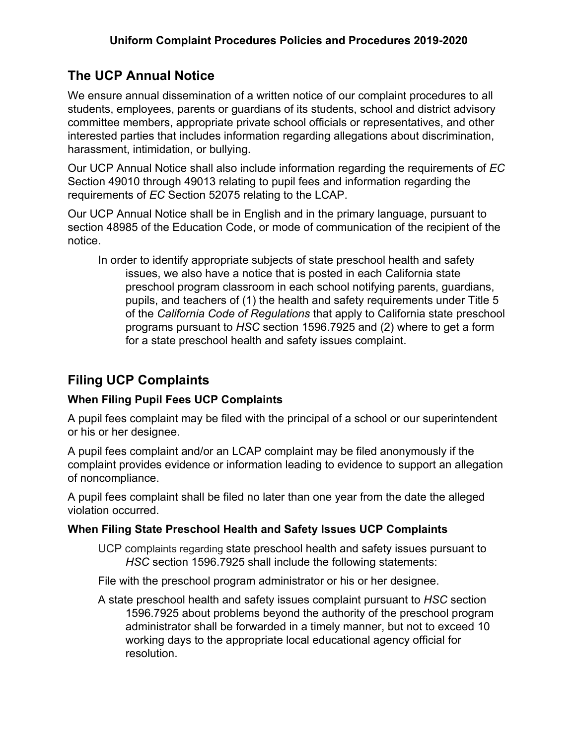## The UCP Annual Notice

We ensure annual dissemination of a written notice of our complaint procedures to all students, employees, parents or guardians of its students, school and district advisory committee members, appropriate private school officials or representatives, and other interested parties that includes information regarding allegations about discrimination, harassment, intimidation, or bullying.

Our UCP Annual Notice shall also include information regarding the requirements of *EC* Section 49010 through 49013 relating to pupil fees and information regarding the requirements of *EC* Section 52075 relating to the LCAP.

Our UCP Annual Notice shall be in English and in the primary language, pursuant to section 48985 of the Education Code, or mode of communication of the recipient of the notice.

In order to identify appropriate subjects of state preschool health and safety issues, we also have a notice that is posted in each California state preschool program classroom in each school notifying parents, guardians, pupils, and teachers of (1) the health and safety requirements under Title 5 of the *California Code of Regulations* that apply to California state preschool programs pursuant to *HSC* section 1596.7925 and (2) where to get a form for a state preschool health and safety issues complaint.

## Filing UCP Complaints

### When Filing Pupil Fees UCP Complaints

A pupil fees complaint may be filed with the principal of a school or our superintendent or his or her designee.

A pupil fees complaint and/or an LCAP complaint may be filed anonymously if the complaint provides evidence or information leading to evidence to support an allegation of noncompliance.

A pupil fees complaint shall be filed no later than one year from the date the alleged violation occurred.

### When Filing State Preschool Health and Safety Issues UCP Complaints

UCP complaints regarding state preschool health and safety issues pursuant to *HSC* section 1596.7925 shall include the following statements:

File with the preschool program administrator or his or her designee.

A state preschool health and safety issues complaint pursuant to *HSC* section 1596.7925 about problems beyond the authority of the preschool program administrator shall be forwarded in a timely manner, but not to exceed 10 working days to the appropriate local educational agency official for resolution.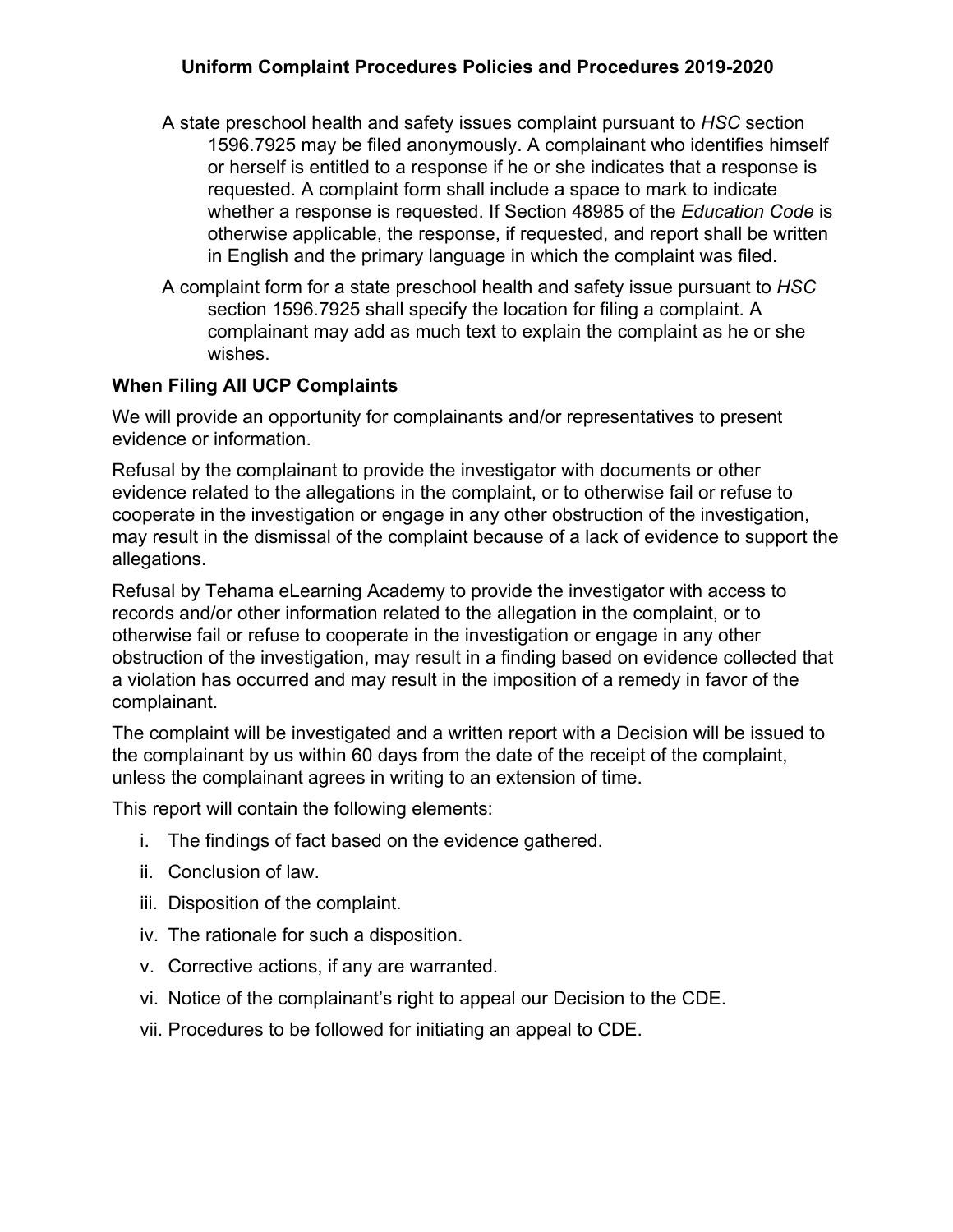A state preschool health and safety issues complaint pursuant to *HSC* section 1596.7925 may be filed anonymously. A complainant who identifies himself or herself is entitled to a response if he or she indicates that a response is requested. A complaint form shall include a space to mark to indicate whether a response is requested. If Section 48985 of the *Education Code* is otherwise applicable, the response, if requested, and report shall be written in English and the primary language in which the complaint was filed.

A complaint form for a state preschool health and safety issue pursuant to *HSC* section 1596.7925 shall specify the location for filing a complaint. A complainant may add as much text to explain the complaint as he or she wishes.

### When Filing All UCP Complaints

We will provide an opportunity for complainants and/or representatives to present evidence or information.

Refusal by the complainant to provide the investigator with documents or other evidence related to the allegations in the complaint, or to otherwise fail or refuse to cooperate in the investigation or engage in any other obstruction of the investigation, may result in the dismissal of the complaint because of a lack of evidence to support the allegations.

Refusal by Tehama eLearning Academy to provide the investigator with access to records and/or other information related to the allegation in the complaint, or to otherwise fail or refuse to cooperate in the investigation or engage in any other obstruction of the investigation, may result in a finding based on evidence collected that a violation has occurred and may result in the imposition of a remedy in favor of the complainant.

The complaint will be investigated and a written report with a Decision will be issued to the complainant by us within 60 days from the date of the receipt of the complaint, unless the complainant agrees in writing to an extension of time.

This report will contain the following elements:

i. The findings of fact based on the evidence gathered.
ii. Conclusion of law.
iii. Disposition of the complaint.
iv. The rationale for such a disposition.
v. Corrective actions, if any are warranted.
vi. Notice of the complainant's right to appeal our Decision to the CDE.
vii. Procedures to be followed for initiating an appeal to CDE.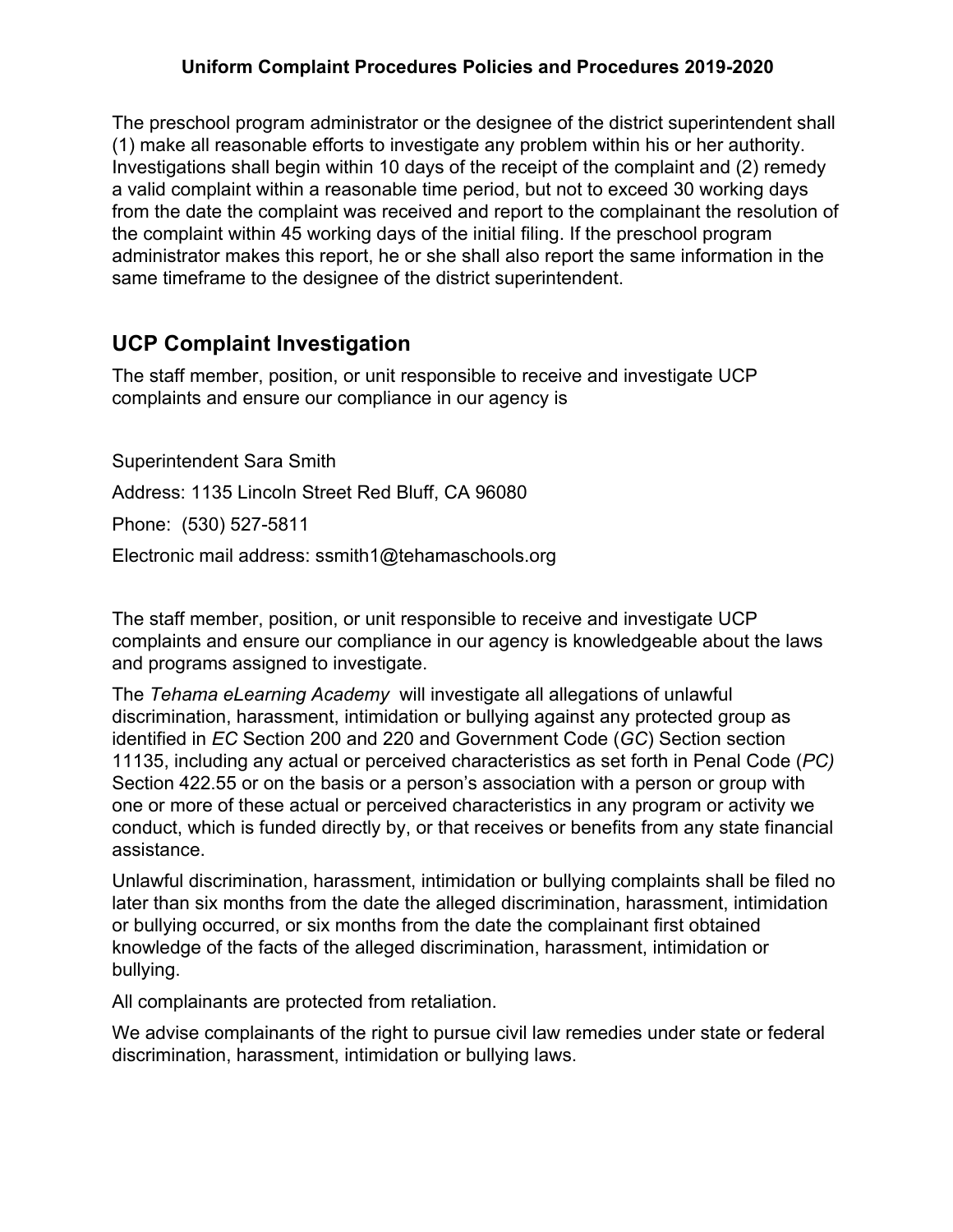The preschool program administrator or the designee of the district superintendent shall (1) make all reasonable efforts to investigate any problem within his or her authority. Investigations shall begin within 10 days of the receipt of the complaint and (2) remedy a valid complaint within a reasonable time period, but not to exceed 30 working days from the date the complaint was received and report to the complainant the resolution of the complaint within 45 working days of the initial filing. If the preschool program administrator makes this report, he or she shall also report the same information in the same timeframe to the designee of the district superintendent.

## UCP Complaint Investigation

The staff member, position, or unit responsible to receive and investigate UCP complaints and ensure our compliance in our agency is

Superintendent Sara Smith

Address: 1135 Lincoln Street Red Bluff, CA 96080

Phone: (530) 527-5811

Electronic mail address: ssmith1@tehamaschools.org

The staff member, position, or unit responsible to receive and investigate UCP complaints and ensure our compliance in our agency is knowledgeable about the laws and programs assigned to investigate.

The *Tehama eLearning Academy* will investigate all allegations of unlawful discrimination, harassment, intimidation or bullying against any protected group as identified in *EC* Section 200 and 220 and Government Code (*GC*) Section section 11135, including any actual or perceived characteristics as set forth in Penal Code (*PC)* Section 422.55 or on the basis or a person's association with a person or group with one or more of these actual or perceived characteristics in any program or activity we conduct, which is funded directly by, or that receives or benefits from any state financial assistance.

Unlawful discrimination, harassment, intimidation or bullying complaints shall be filed no later than six months from the date the alleged discrimination, harassment, intimidation or bullying occurred, or six months from the date the complainant first obtained knowledge of the facts of the alleged discrimination, harassment, intimidation or bullying.

All complainants are protected from retaliation.

We advise complainants of the right to pursue civil law remedies under state or federal discrimination, harassment, intimidation or bullying laws.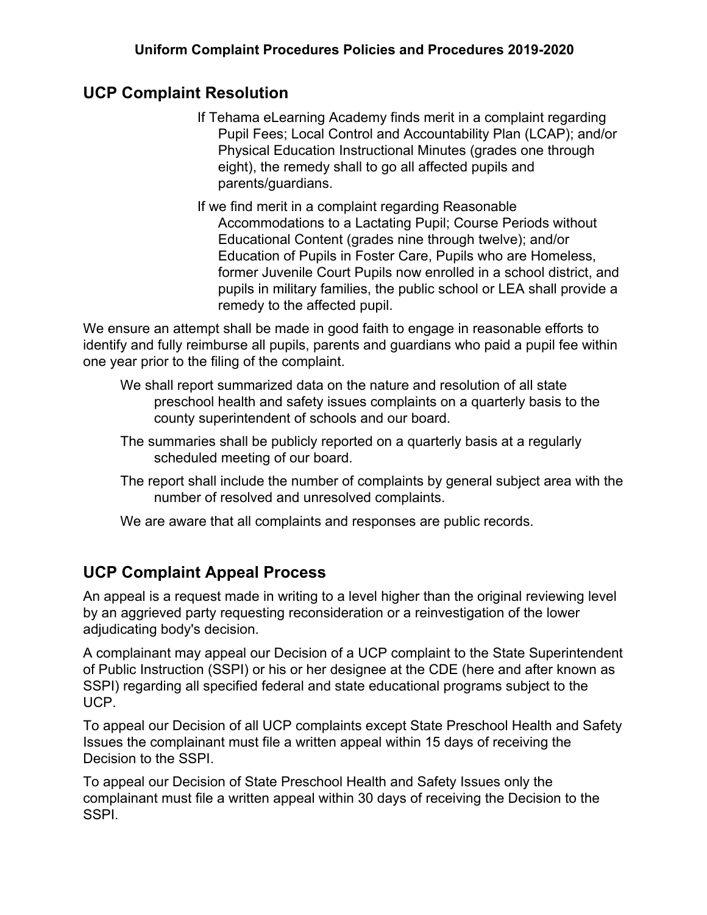## UCP Complaint Resolution

If Tehama eLearning Academy finds merit in a complaint regarding Pupil Fees; Local Control and Accountability Plan (LCAP); and/or Physical Education Instructional Minutes (grades one through eight), the remedy shall to go all affected pupils and parents/guardians.

If we find merit in a complaint regarding Reasonable Accommodations to a Lactating Pupil; Course Periods without Educational Content (grades nine through twelve); and/or Education of Pupils in Foster Care, Pupils who are Homeless, former Juvenile Court Pupils now enrolled in a school district, and pupils in military families, the public school or LEA shall provide a remedy to the affected pupil.

We ensure an attempt shall be made in good faith to engage in reasonable efforts to identify and fully reimburse all pupils, parents and guardians who paid a pupil fee within one year prior to the filing of the complaint.

We shall report summarized data on the nature and resolution of all state preschool health and safety issues complaints on a quarterly basis to the county superintendent of schools and our board.

The summaries shall be publicly reported on a quarterly basis at a regularly scheduled meeting of our board.

The report shall include the number of complaints by general subject area with the number of resolved and unresolved complaints.

We are aware that all complaints and responses are public records.

## UCP Complaint Appeal Process

An appeal is a request made in writing to a level higher than the original reviewing level by an aggrieved party requesting reconsideration or a reinvestigation of the lower adjudicating body's decision.

A complainant may appeal our Decision of a UCP complaint to the State Superintendent of Public Instruction (SSPI) or his or her designee at the CDE (here and after known as SSPI) regarding all specified federal and state educational programs subject to the UCP.

To appeal our Decision of all UCP complaints except State Preschool Health and Safety Issues the complainant must file a written appeal within 15 days of receiving the Decision to the SSPI.

To appeal our Decision of State Preschool Health and Safety Issues only the complainant must file a written appeal within 30 days of receiving the Decision to the SSPI.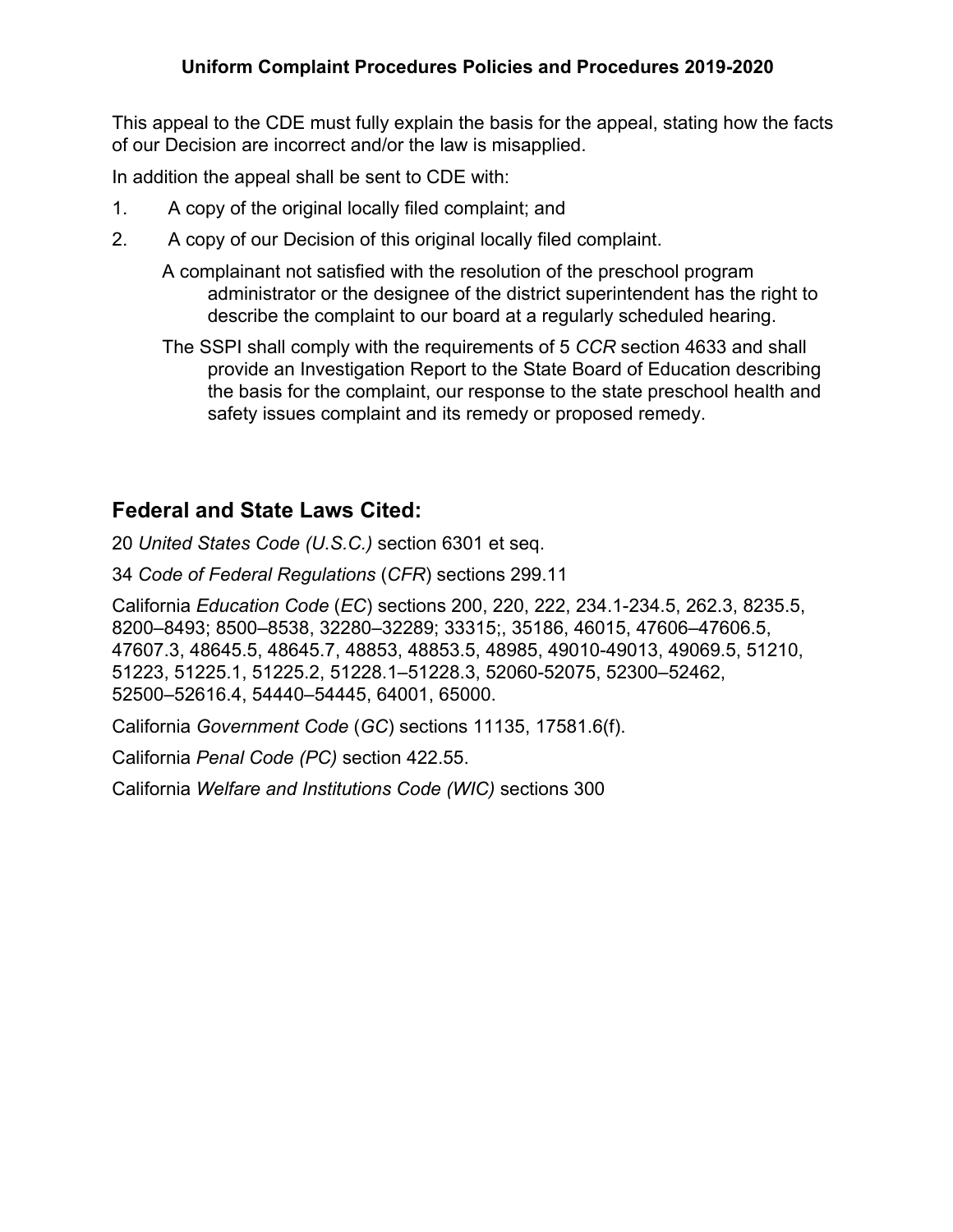This appeal to the CDE must fully explain the basis for the appeal, stating how the facts of our Decision are incorrect and/or the law is misapplied.

In addition the appeal shall be sent to CDE with:

1. A copy of the original locally filed complaint; and
2. A copy of our Decision of this original locally filed complaint.

A complainant not satisfied with the resolution of the preschool program administrator or the designee of the district superintendent has the right to describe the complaint to our board at a regularly scheduled hearing.

The SSPI shall comply with the requirements of 5 *CCR* section 4633 and shall provide an Investigation Report to the State Board of Education describing the basis for the complaint, our response to the state preschool health and safety issues complaint and its remedy or proposed remedy.

## Federal and State Laws Cited:

20 *United States Code (U.S.C.)* section 6301 et seq.

34 *Code of Federal Regulations* (*CFR*) sections 299.11

California *Education Code* (*EC*) sections 200, 220, 222, 234.1-234.5, 262.3, 8235.5, 8200–8493; 8500–8538, 32280–32289; 33315;, 35186, 46015, 47606–47606.5, 47607.3, 48645.5, 48645.7, 48853, 48853.5, 48985, 49010-49013, 49069.5, 51210, 51223, 51225.1, 51225.2, 51228.1–51228.3, 52060-52075, 52300–52462, 52500–52616.4, 54440–54445, 64001, 65000.

California *Government Code* (*GC*) sections 11135, 17581.6(f).

California *Penal Code (PC)* section 422.55.

California *Welfare and Institutions Code (WIC)* sections 300